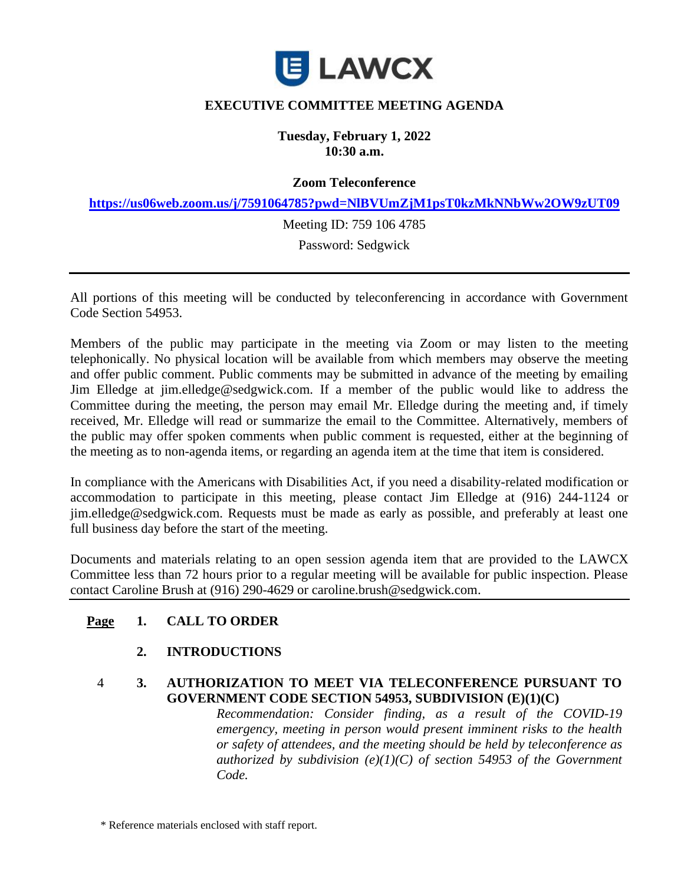LAWCX

# EXECUTIVE COMMITTEE MEETING AGENDA

**Tuesday, February 1, 2022**
**10:30 a.m.**

**Zoom Teleconference**

**https://us06web.zoom.us/j/7591064785?pwd=NlBVUmZjM1psT0kzMkNNbWw2OW9zUT09**

Meeting ID: 759 106 4785

Password: Sedgwick

---

All portions of this meeting will be conducted by teleconferencing in accordance with Government Code Section 54953.

Members of the public may participate in the meeting via Zoom or may listen to the meeting telephonically. No physical location will be available from which members may observe the meeting and offer public comment. Public comments may be submitted in advance of the meeting by emailing Jim Elledge at jim.elledge@sedgwick.com. If a member of the public would like to address the Committee during the meeting, the person may email Mr. Elledge during the meeting and, if timely received, Mr. Elledge will read or summarize the email to the Committee. Alternatively, members of the public may offer spoken comments when public comment is requested, either at the beginning of the meeting as to non-agenda items, or regarding an agenda item at the time that item is considered.

In compliance with the Americans with Disabilities Act, if you need a disability-related modification or accommodation to participate in this meeting, please contact Jim Elledge at (916) 244-1124 or jim.elledge@sedgwick.com. Requests must be made as early as possible, and preferably at least one full business day before the start of the meeting.

Documents and materials relating to an open session agenda item that are provided to the LAWCX Committee less than 72 hours prior to a regular meeting will be available for public inspection. Please contact Caroline Brush at (916) 290-4629 or caroline.brush@sedgwick.com.

---

**Page**

**1. CALL TO ORDER**

**2. INTRODUCTIONS**

4 **3. AUTHORIZATION TO MEET VIA TELECONFERENCE PURSUANT TO GOVERNMENT CODE SECTION 54953, SUBDIVISION (E)(1)(C)**

*Recommendation: Consider finding, as a result of the COVID-19 emergency, meeting in person would present imminent risks to the health or safety of attendees, and the meeting should be held by teleconference as authorized by subdivision (e)(1)(C) of section 54953 of the Government Code.*

\* Reference materials enclosed with staff report.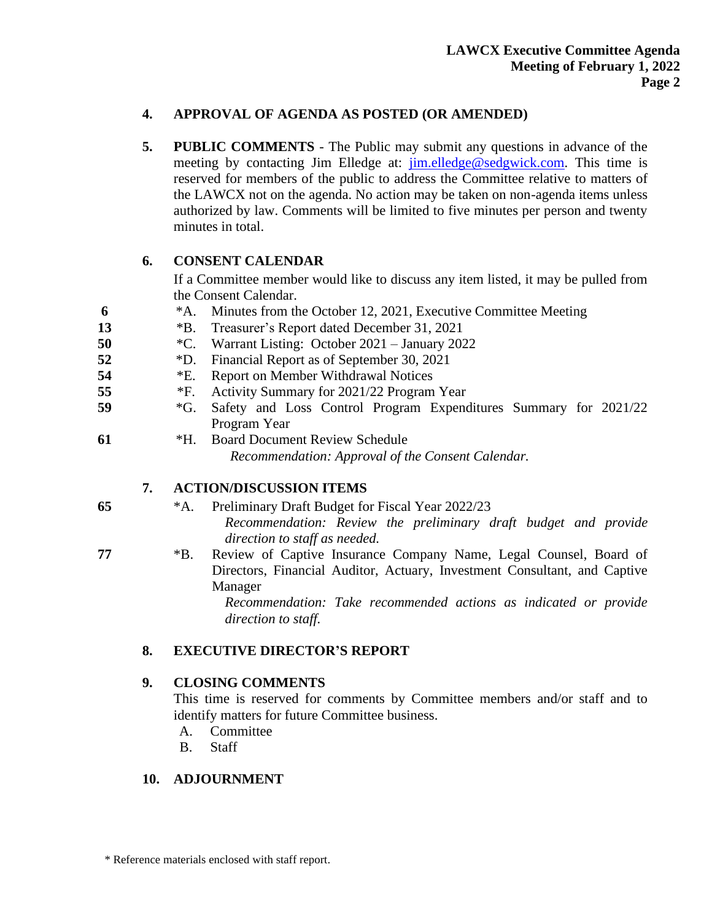**4. APPROVAL OF AGENDA AS POSTED (OR AMENDED)**

**5. PUBLIC COMMENTS** - The Public may submit any questions in advance of the meeting by contacting Jim Elledge at: jim.elledge@sedgwick.com. This time is reserved for members of the public to address the Committee relative to matters of the LAWCX not on the agenda. No action may be taken on non-agenda items unless authorized by law. Comments will be limited to five minutes per person and twenty minutes in total.

**6. CONSENT CALENDAR**

If a Committee member would like to discuss any item listed, it may be pulled from the Consent Calendar.

- **6** *A. Minutes from the October 12, 2021, Executive Committee Meeting
- **13** *B. Treasurer's Report dated December 31, 2021
- **50** *C. Warrant Listing: October 2021 – January 2022
- **52** *D. Financial Report as of September 30, 2021
- **54** *E. Report on Member Withdrawal Notices
- **55** *F. Activity Summary for 2021/22 Program Year
- **59** *G. Safety and Loss Control Program Expenditures Summary for 2021/22 Program Year
- **61** *H. Board Document Review Schedule

  *Recommendation: Approval of the Consent Calendar.*

**7. ACTION/DISCUSSION ITEMS**

- **65** *A. Preliminary Draft Budget for Fiscal Year 2022/23

  *Recommendation: Review the preliminary draft budget and provide direction to staff as needed.*

- **77** *B. Review of Captive Insurance Company Name, Legal Counsel, Board of Directors, Financial Auditor, Actuary, Investment Consultant, and Captive Manager

  *Recommendation: Take recommended actions as indicated or provide direction to staff.*

**8. EXECUTIVE DIRECTOR'S REPORT**

**9. CLOSING COMMENTS**

This time is reserved for comments by Committee members and/or staff and to identify matters for future Committee business.

A. Committee
B. Staff

**10. ADJOURNMENT**

\* Reference materials enclosed with staff report.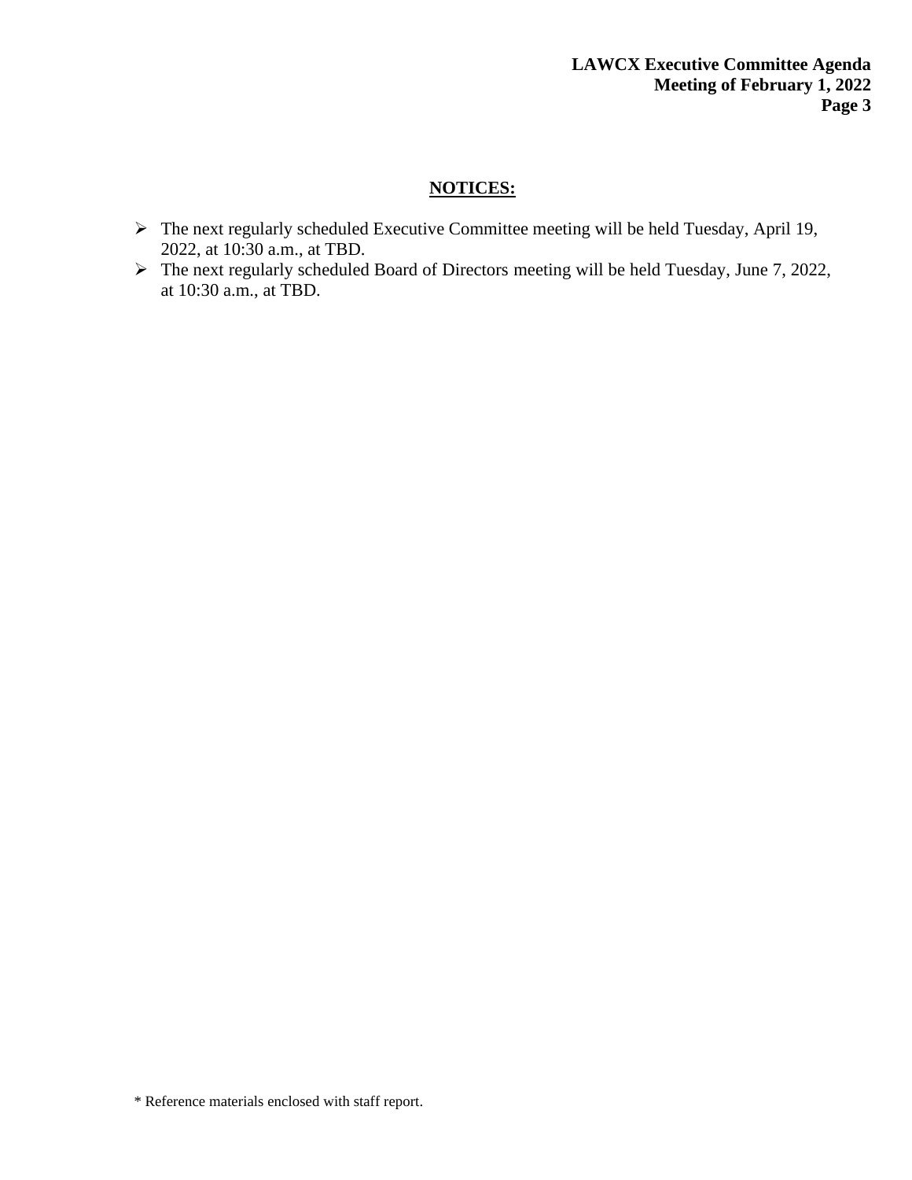## NOTICES:

- The next regularly scheduled Executive Committee meeting will be held Tuesday, April 19, 2022, at 10:30 a.m., at TBD.
- The next regularly scheduled Board of Directors meeting will be held Tuesday, June 7, 2022, at 10:30 a.m., at TBD.

* Reference materials enclosed with staff report.